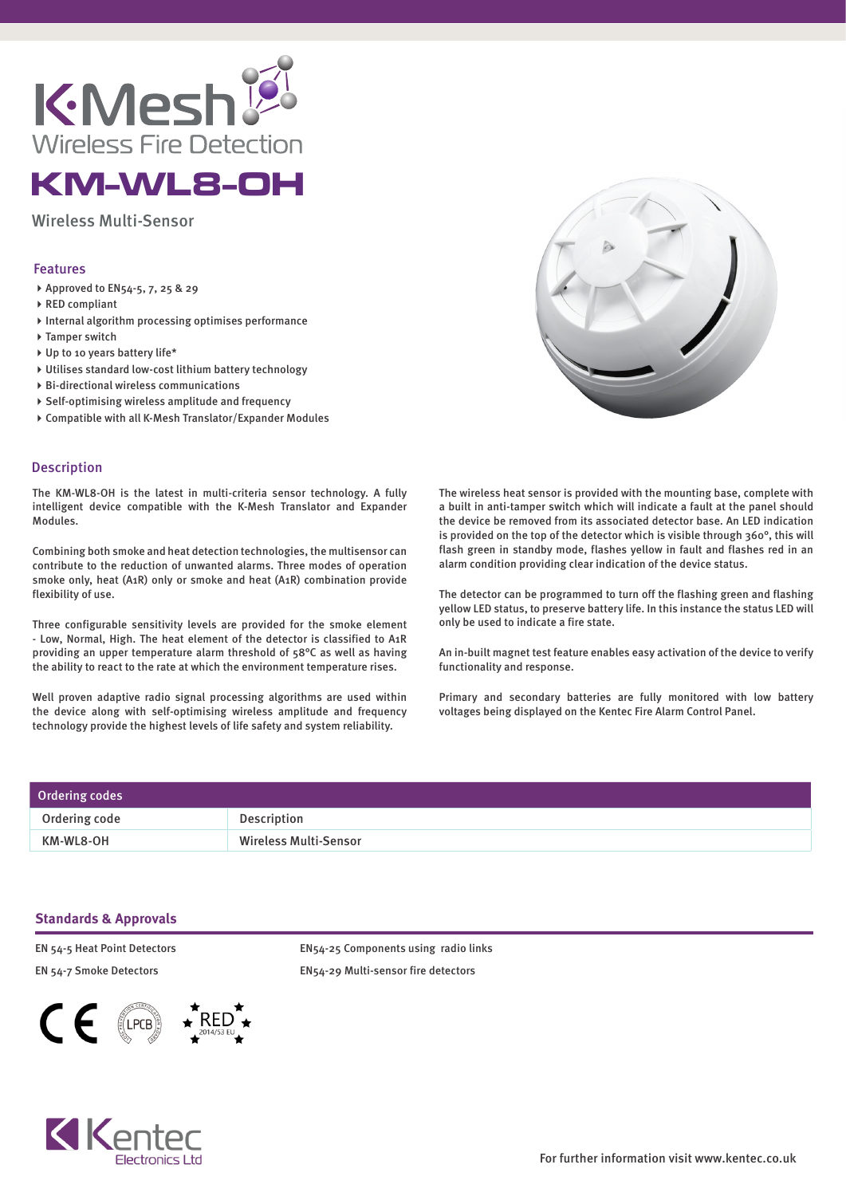# K·Mesh

Wireless Fire Detection

# KM-WL8-OH

Wireless Multi-Sensor

## Features

- Approved to EN54-5, 7, 25 & 29
- RED compliant
- Internal algorithm processing optimises performance
- Tamper switch
- Up to 10 years battery life*
- Utilises standard low-cost lithium battery technology
- Bi-directional wireless communications
- Self-optimising wireless amplitude and frequency
- Compatible with all K-Mesh Translator/Expander Modules

## Description

The KM-WL8-OH is the latest in multi-criteria sensor technology. A fully intelligent device compatible with the K-Mesh Translator and Expander Modules.

Combining both smoke and heat detection technologies, the multisensor can contribute to the reduction of unwanted alarms. Three modes of operation smoke only, heat (A1R) only or smoke and heat (A1R) combination provide flexibility of use.

Three configurable sensitivity levels are provided for the smoke element - Low, Normal, High. The heat element of the detector is classified to A1R providing an upper temperature alarm threshold of 58°C as well as having the ability to react to the rate at which the environment temperature rises.

Well proven adaptive radio signal processing algorithms are used within the device along with self-optimising wireless amplitude and frequency technology provide the highest levels of life safety and system reliability.

The wireless heat sensor is provided with the mounting base, complete with a built in anti-tamper switch which will indicate a fault at the panel should the device be removed from its associated detector base. An LED indication is provided on the top of the detector which is visible through 360°, this will flash green in standby mode, flashes yellow in fault and flashes red in an alarm condition providing clear indication of the device status.

The detector can be programmed to turn off the flashing green and flashing yellow LED status, to preserve battery life. In this instance the status LED will only be used to indicate a fire state.

An in-built magnet test feature enables easy activation of the device to verify functionality and response.

Primary and secondary batteries are fully monitored with low battery voltages being displayed on the Kentec Fire Alarm Control Panel.

## Ordering codes

| Ordering code | Description |
|---|---|
| KM-WL8-OH | Wireless Multi-Sensor |

## Standards & Approvals

EN 54-5 Heat Point Detectors

EN 54-7 Smoke Detectors

EN54-25 Components using radio links

EN54-29 Multi-sensor fire detectors

CE LPCB RED 2014/53 EU

Kentec Electronics Ltd

For further information visit www.kentec.co.uk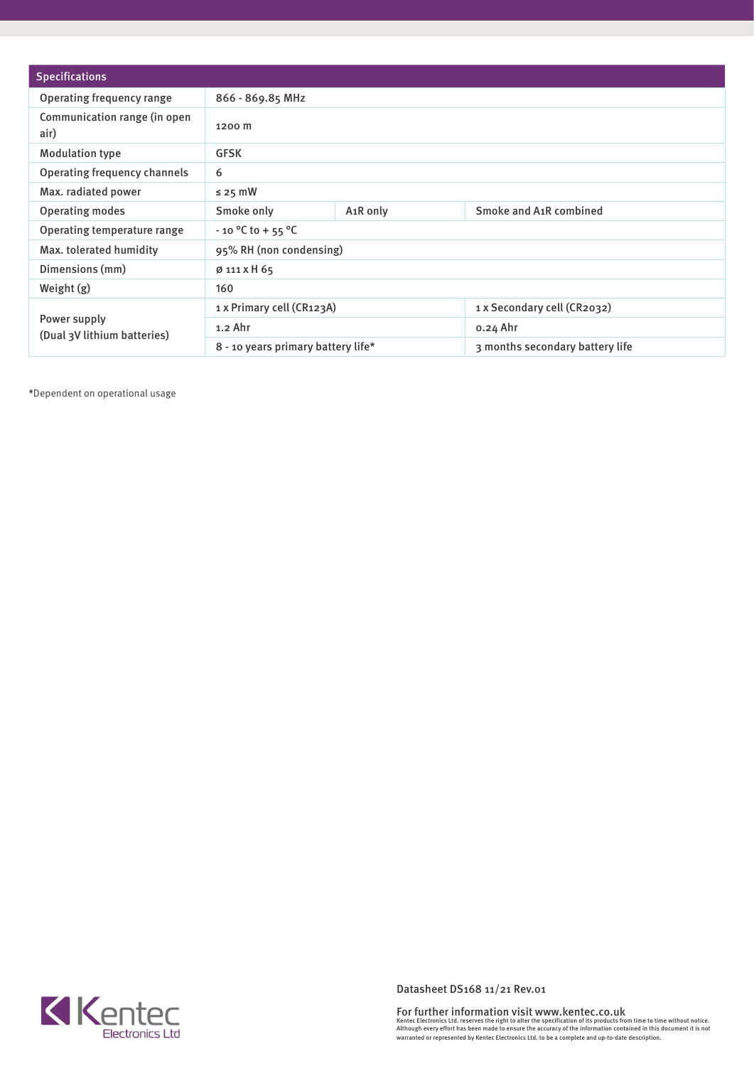| Specifications | | | |
|---|---|---|---|
| Operating frequency range | 866 - 869.85 MHz | | |
| Communication range (in open air) | 1200 m | | |
| Modulation type | GFSK | | |
| Operating frequency channels | 6 | | |
| Max. radiated power | ≤ 25 mW | | |
| Operating modes | Smoke only | A1R only | Smoke and A1R combined |
| Operating temperature range | - 10 °C to + 55 °C | | |
| Max. tolerated humidity | 95% RH (non condensing) | | |
| Dimensions (mm) | ø 111 x H 65 | | |
| Weight (g) | 160 | | |
| Power supply (Dual 3V lithium batteries) | 1 x Primary cell (CR123A) | | 1 x Secondary cell (CR2032) |
| | 1.2 Ahr | | 0.24 Ahr |
| | 8 - 10 years primary battery life* | | 3 months secondary battery life |

*Dependent on operational usage

Datasheet DS168 11/21 Rev.01

For further information visit www.kentec.co.uk

Kentec Electronics Ltd. reserves the right to alter the specification of its products from time to time without notice. Although every effort has been made to ensure the accuracy of the information contained in this document it is not warranted or represented by Kentec Electronics Ltd. to be a complete and up-to-date description.

Kentec Electronics Ltd